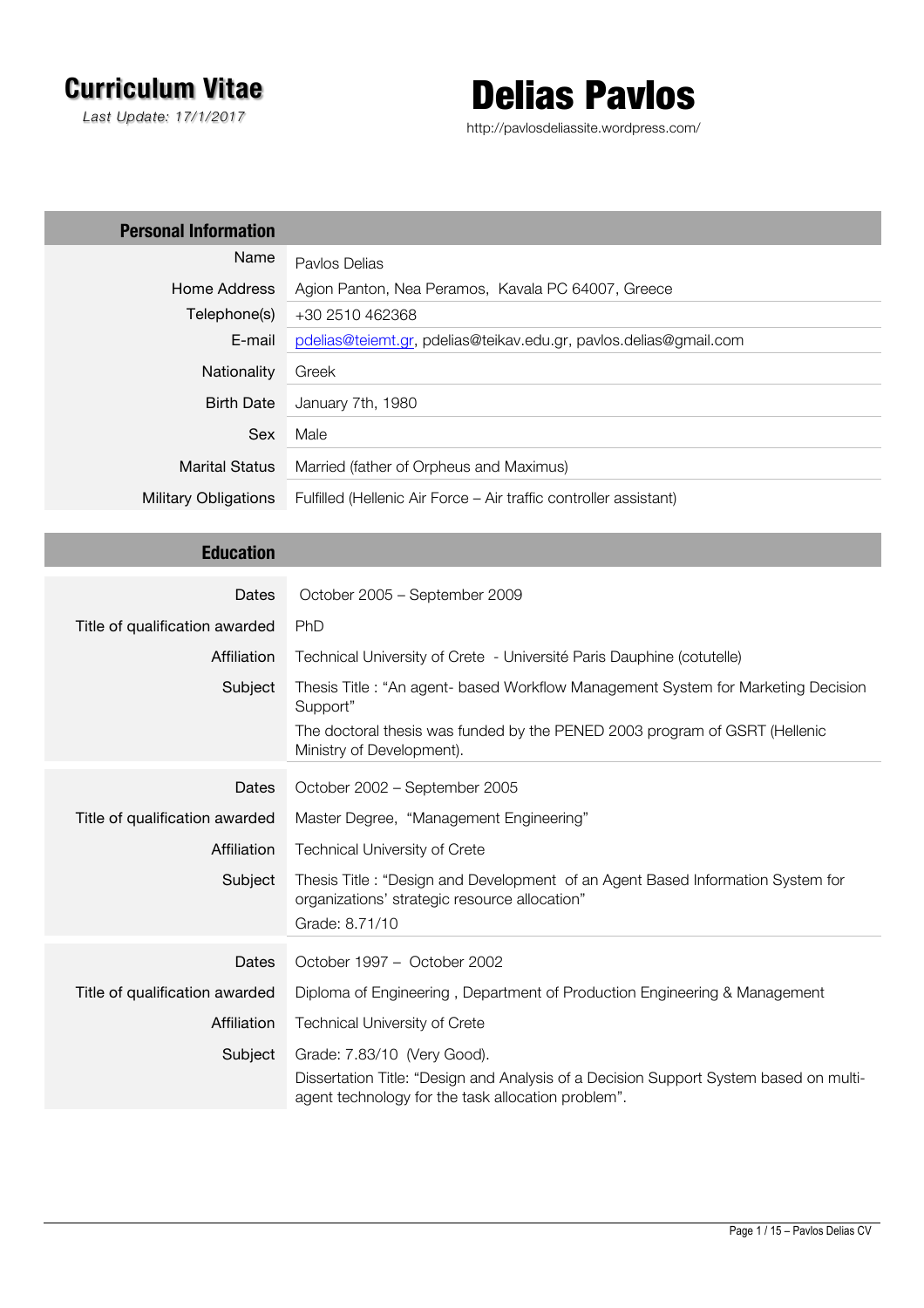# Curriculum Vitae

*Last Update: 17/1/2017*

# Delias Pavlos

http://pavlosdeliassite.wordpress.com/

## Personal Information

| | |
|---|---|
| Name | Pavlos Delias |
| Home Address | Agion Panton, Nea Peramos, Kavala PC 64007, Greece |
| Telephone(s) | +30 2510 462368 |
| E-mail | pdelias@teiemt.gr, pdelias@teikav.edu.gr, pavlos.delias@gmail.com |
| Nationality | Greek |
| Birth Date | January 7th, 1980 |
| Sex | Male |
| Marital Status | Married (father of Orpheus and Maximus) |
| Military Obligations | Fulfilled (Hellenic Air Force – Air traffic controller assistant) |

## Education

| | |
|---|---|
| Dates | October 2005 – September 2009 |
| Title of qualification awarded | PhD |
| Affiliation | Technical University of Crete - Université Paris Dauphine (cotutelle) |
| Subject | Thesis Title : "An agent- based Workflow Management System for Marketing Decision Support"<br>The doctoral thesis was funded by the PENED 2003 program of GSRT (Hellenic Ministry of Development). |

| | |
|---|---|
| Dates | October 2002 – September 2005 |
| Title of qualification awarded | Master Degree, "Management Engineering" |
| Affiliation | Technical University of Crete |
| Subject | Thesis Title : "Design and Development of an Agent Based Information System for organizations' strategic resource allocation"<br>Grade: 8.71/10 |

| | |
|---|---|
| Dates | October 1997 – October 2002 |
| Title of qualification awarded | Diploma of Engineering , Department of Production Engineering & Management |
| Affiliation | Technical University of Crete |
| Subject | Grade: 7.83/10 (Very Good).<br>Dissertation Title: "Design and Analysis of a Decision Support System based on multi-agent technology for the task allocation problem". |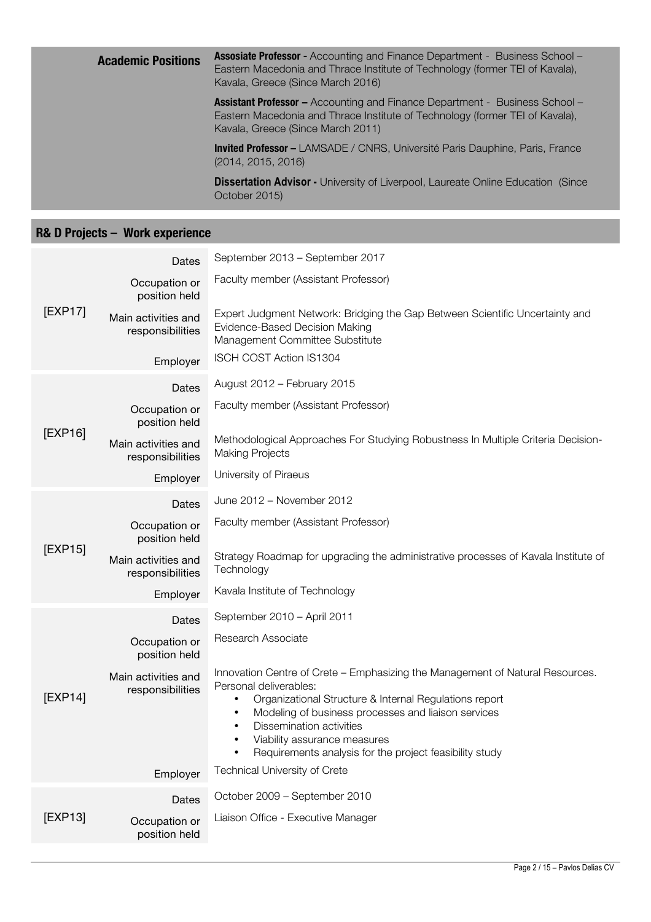| Academic Positions | |
|---|---|
| | **Assosiate Professor -** Accounting and Finance Department - Business School – Eastern Macedonia and Thrace Institute of Technology (former TEI of Kavala), Kavala, Greece (Since March 2016) |
| | **Assistant Professor –** Accounting and Finance Department - Business School – Eastern Macedonia and Thrace Institute of Technology (former TEI of Kavala), Kavala, Greece (Since March 2011) |
| | **Invited Professor –** LAMSADE / CNRS, Université Paris Dauphine, Paris, France (2014, 2015, 2016) |
| | **Dissertation Advisor -** University of Liverpool, Laureate Online Education (Since October 2015) |

## R& D Projects – Work experience

| | | |
|---|---|---|
| [EXP17] | Dates | September 2013 – September 2017 |
| | Occupation or position held | Faculty member (Assistant Professor) |
| | Main activities and responsibilities | Expert Judgment Network: Bridging the Gap Between Scientific Uncertainty and Evidence-Based Decision Making<br>Management Committee Substitute |
| | Employer | ISCH COST Action IS1304 |
| [EXP16] | Dates | August 2012 – February 2015 |
| | Occupation or position held | Faculty member (Assistant Professor) |
| | Main activities and responsibilities | Methodological Approaches For Studying Robustness In Multiple Criteria Decision-Making Projects |
| | Employer | University of Piraeus |
| [EXP15] | Dates | June 2012 – November 2012 |
| | Occupation or position held | Faculty member (Assistant Professor) |
| | Main activities and responsibilities | Strategy Roadmap for upgrading the administrative processes of Kavala Institute of Technology |
| | Employer | Kavala Institute of Technology |
| [EXP14] | Dates | September 2010 – April 2011 |
| | Occupation or position held | Research Associate |
| | Main activities and responsibilities | Innovation Centre of Crete – Emphasizing the Management of Natural Resources.<br>Personal deliverables:<br>• Organizational Structure & Internal Regulations report<br>• Modeling of business processes and liaison services<br>• Dissemination activities<br>• Viability assurance measures<br>• Requirements analysis for the project feasibility study |
| | Employer | Technical University of Crete |
| [EXP13] | Dates | October 2009 – September 2010 |
| | Occupation or position held | Liaison Office - Executive Manager |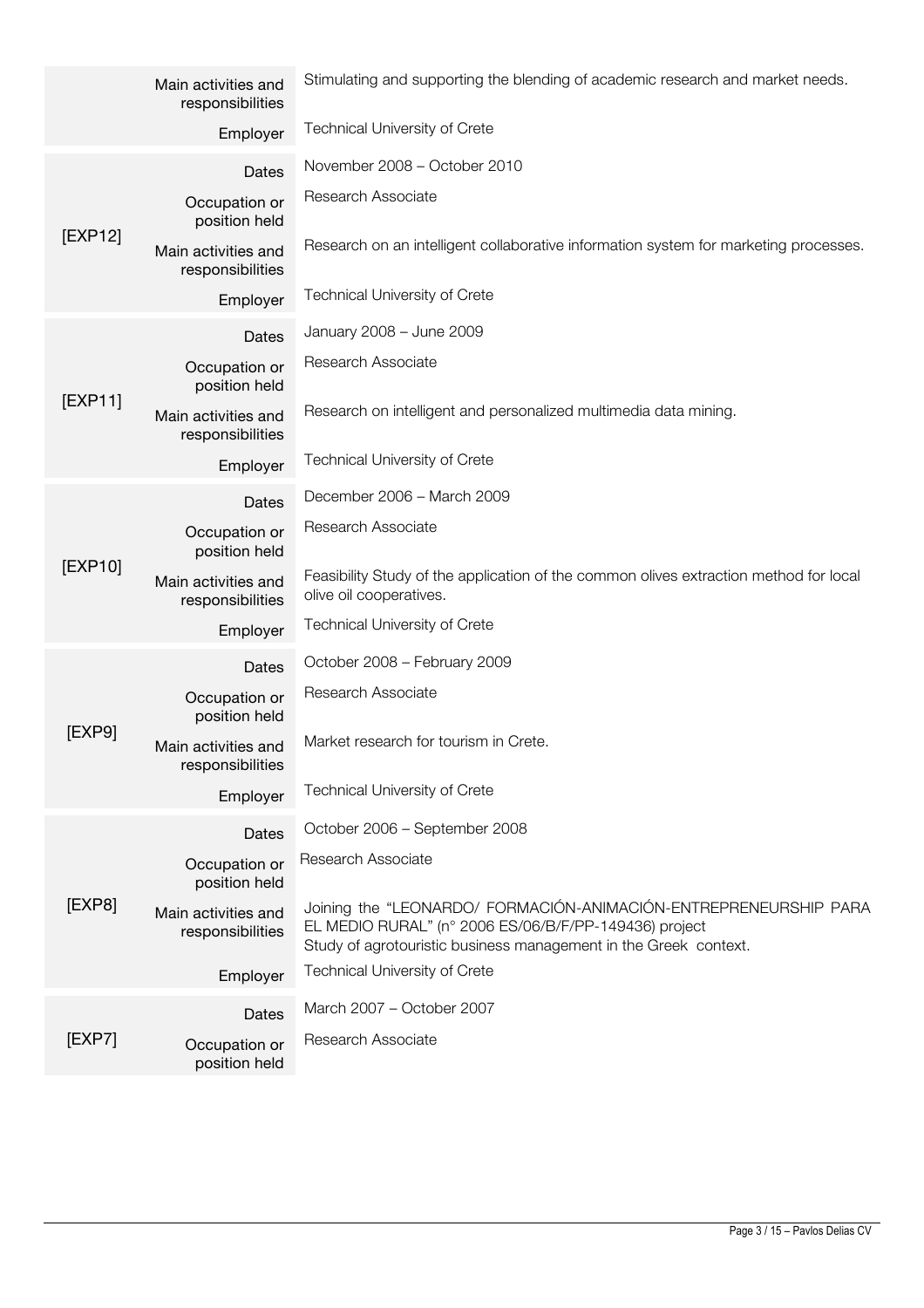| | | |
|---|---|---|
| | Main activities and responsibilities | Stimulating and supporting the blending of academic research and market needs. |
| | Employer | Technical University of Crete |
| [EXP12] | Dates | November 2008 – October 2010 |
| | Occupation or position held | Research Associate |
| | Main activities and responsibilities | Research on an intelligent collaborative information system for marketing processes. |
| | Employer | Technical University of Crete |
| [EXP11] | Dates | January 2008 – June 2009 |
| | Occupation or position held | Research Associate |
| | Main activities and responsibilities | Research on intelligent and personalized multimedia data mining. |
| | Employer | Technical University of Crete |
| [EXP10] | Dates | December 2006 – March 2009 |
| | Occupation or position held | Research Associate |
| | Main activities and responsibilities | Feasibility Study of the application of the common olives extraction method for local olive oil cooperatives. |
| | Employer | Technical University of Crete |
| [EXP9] | Dates | October 2008 – February 2009 |
| | Occupation or position held | Research Associate |
| | Main activities and responsibilities | Market research for tourism in Crete. |
| | Employer | Technical University of Crete |
| [EXP8] | Dates | October 2006 – September 2008 |
| | Occupation or position held | Research Associate |
| | Main activities and responsibilities | Joining the "LEONARDO/ FORMACIÓN-ANIMACIÓN-ENTREPRENEURSHIP PARA EL MEDIO RURAL" (n° 2006 ES/06/B/F/PP-149436) project<br>Study of agrotouristic business management in the Greek context. |
| | Employer | Technical University of Crete |
| [EXP7] | Dates | March 2007 – October 2007 |
| | Occupation or position held | Research Associate |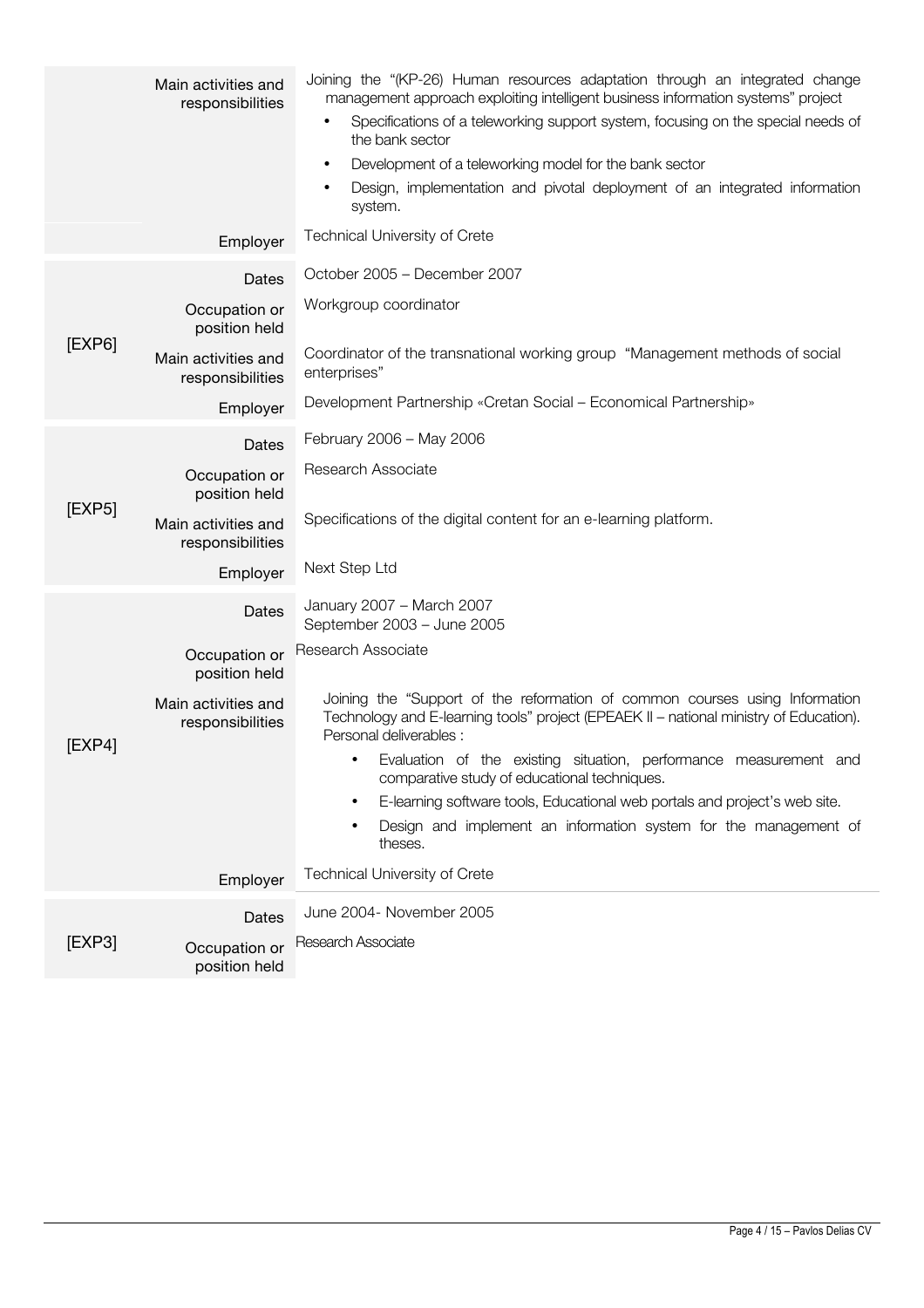| | | |
|---|---|---|
| | Main activities and responsibilities | Joining the "(KP-26) Human resources adaptation through an integrated change management approach exploiting intelligent business information systems" project<br>• Specifications of a teleworking support system, focusing on the special needs of the bank sector<br>• Development of a teleworking model for the bank sector<br>• Design, implementation and pivotal deployment of an integrated information system. |
| | Employer | Technical University of Crete |
| [EXP6] | Dates | October 2005 – December 2007 |
| | Occupation or position held | Workgroup coordinator |
| | Main activities and responsibilities | Coordinator of the transnational working group "Management methods of social enterprises" |
| | Employer | Development Partnership «Cretan Social – Economical Partnership» |
| [EXP5] | Dates | February 2006 – May 2006 |
| | Occupation or position held | Research Associate |
| | Main activities and responsibilities | Specifications of the digital content for an e-learning platform. |
| | Employer | Next Step Ltd |
| [EXP4] | Dates | January 2007 – March 2007<br>September 2003 – June 2005 |
| | Occupation or position held | Research Associate |
| | Main activities and responsibilities | Joining the "Support of the reformation of common courses using Information Technology and E-learning tools" project (EPEAEK II – national ministry of Education). Personal deliverables :<br>• Evaluation of the existing situation, performance measurement and comparative study of educational techniques.<br>• E-learning software tools, Educational web portals and project's web site.<br>• Design and implement an information system for the management of theses. |
| | Employer | Technical University of Crete |
| [EXP3] | Dates | June 2004- November 2005 |
| | Occupation or position held | Research Associate |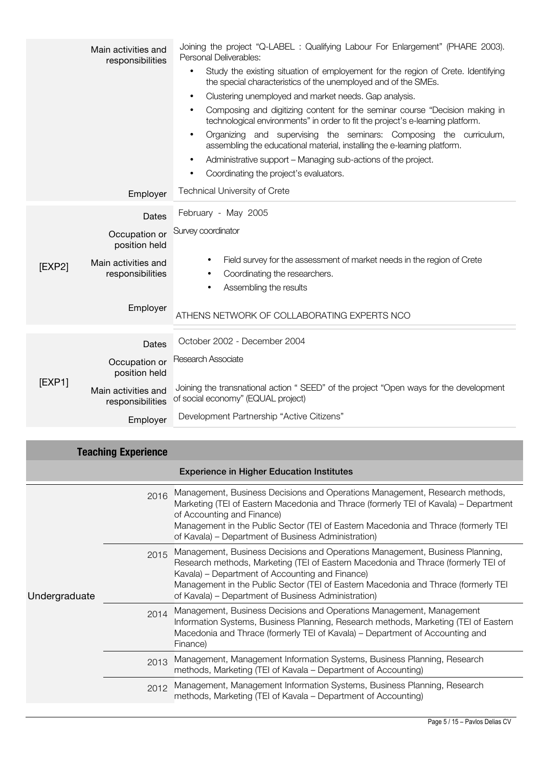| | | |
|---|---|---|
| | Main activities and responsibilities | Joining the project "Q-LABEL : Qualifying Labour For Enlargement" (PHARE 2003). Personal Deliverables:<br>• Study the existing situation of employement for the region of Crete. Identifying the special characteristics of the unemployed and of the SMEs.<br>• Clustering unemployed and market needs. Gap analysis.<br>• Composing and digitizing content for the seminar course "Decision making in technological environments" in order to fit the project's e-learning platform.<br>• Organizing and supervising the seminars: Composing the curriculum, assembling the educational material, installing the e-learning platform.<br>• Administrative support – Managing sub-actions of the project.<br>• Coordinating the project's evaluators. |
| | Employer | Technical University of Crete |

| | | |
|---|---|---|
| [EXP2] | Dates | February - May 2005 |
| | Occupation or position held | Survey coordinator |
| | Main activities and responsibilities | • Field survey for the assessment of market needs in the region of Crete<br>• Coordinating the researchers.<br>• Assembling the results |
| | Employer | ATHENS NETWORK OF COLLABORATING EXPERTS NCO |

| | | |
|---|---|---|
| [EXP1] | Dates | October 2002 - December 2004 |
| | Occupation or position held | Research Associate |
| | Main activities and responsibilities | Joining the transnational action " SEED" of the project "Open ways for the development of social economy" (EQUAL project) |
| | Employer | Development Partnership "Active Citizens" |

## Teaching Experience

### Experience in Higher Education Institutes

| | | |
|---|---|---|
| Undergraduate | 2016 | Management, Business Decisions and Operations Management, Research methods, Marketing (TEI of Eastern Macedonia and Thrace (formerly TEI of Kavala) – Department of Accounting and Finance)<br>Management in the Public Sector (TEI of Eastern Macedonia and Thrace (formerly TEI of Kavala) – Department of Business Administration) |
| | 2015 | Management, Business Decisions and Operations Management, Business Planning, Research methods, Marketing (TEI of Eastern Macedonia and Thrace (formerly TEI of Kavala) – Department of Accounting and Finance)<br>Management in the Public Sector (TEI of Eastern Macedonia and Thrace (formerly TEI of Kavala) – Department of Business Administration) |
| | 2014 | Management, Business Decisions and Operations Management, Management Information Systems, Business Planning, Research methods, Marketing (TEI of Eastern Macedonia and Thrace (formerly TEI of Kavala) – Department of Accounting and Finance) |
| | 2013 | Management, Management Information Systems, Business Planning, Research methods, Marketing (TEI of Kavala – Department of Accounting) |
| | 2012 | Management, Management Information Systems, Business Planning, Research methods, Marketing (TEI of Kavala – Department of Accounting) |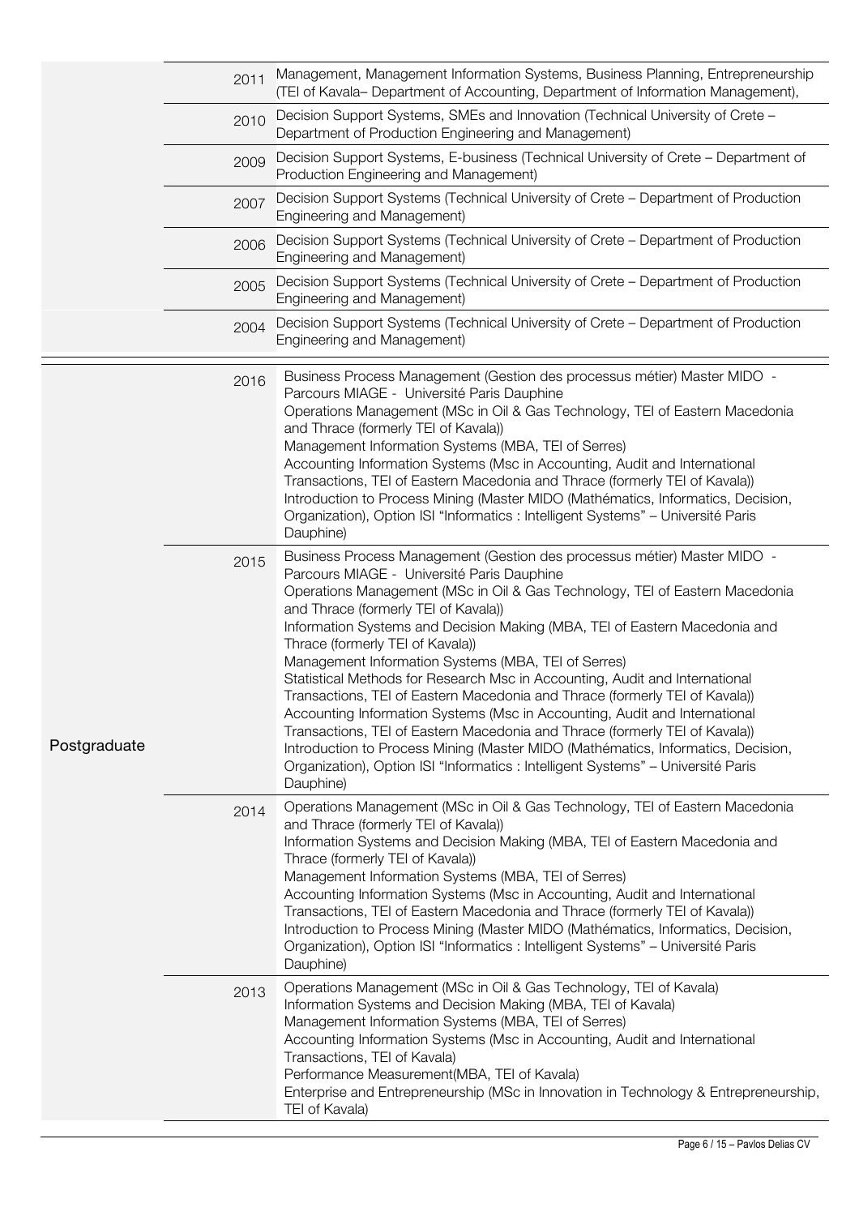| | | |
|---|---|---|
| | 2011 | Management, Management Information Systems, Business Planning, Entrepreneurship (TEI of Kavala– Department of Accounting, Department of Information Management), |
| | 2010 | Decision Support Systems, SMEs and Innovation (Technical University of Crete – Department of Production Engineering and Management) |
| | 2009 | Decision Support Systems, E-business (Technical University of Crete – Department of Production Engineering and Management) |
| | 2007 | Decision Support Systems (Technical University of Crete – Department of Production Engineering and Management) |
| | 2006 | Decision Support Systems (Technical University of Crete – Department of Production Engineering and Management) |
| | 2005 | Decision Support Systems (Technical University of Crete – Department of Production Engineering and Management) |
| | 2004 | Decision Support Systems (Technical University of Crete – Department of Production Engineering and Management) |

| | | |
|---|---|---|
| Postgraduate | 2016 | Business Process Management (Gestion des processus métier) Master MIDO - Parcours MIAGE - Université Paris Dauphine<br>Operations Management (MSc in Oil & Gas Technology, TEI of Eastern Macedonia and Thrace (formerly TEI of Kavala))<br>Management Information Systems (MBA, TEI of Serres)<br>Accounting Information Systems (Msc in Accounting, Audit and International Transactions, TEI of Eastern Macedonia and Thrace (formerly TEI of Kavala))<br>Introduction to Process Mining (Master MIDO (Mathématics, Informatics, Decision, Organization), Option ISI "Informatics : Intelligent Systems" – Université Paris Dauphine) |
| | 2015 | Business Process Management (Gestion des processus métier) Master MIDO - Parcours MIAGE - Université Paris Dauphine<br>Operations Management (MSc in Oil & Gas Technology, TEI of Eastern Macedonia and Thrace (formerly TEI of Kavala))<br>Information Systems and Decision Making (MBA, TEI of Eastern Macedonia and Thrace (formerly TEI of Kavala))<br>Management Information Systems (MBA, TEI of Serres)<br>Statistical Methods for Research Msc in Accounting, Audit and International Transactions, TEI of Eastern Macedonia and Thrace (formerly TEI of Kavala))<br>Accounting Information Systems (Msc in Accounting, Audit and International Transactions, TEI of Eastern Macedonia and Thrace (formerly TEI of Kavala))<br>Introduction to Process Mining (Master MIDO (Mathématics, Informatics, Decision, Organization), Option ISI "Informatics : Intelligent Systems" – Université Paris Dauphine) |
| | 2014 | Operations Management (MSc in Oil & Gas Technology, TEI of Eastern Macedonia and Thrace (formerly TEI of Kavala))<br>Information Systems and Decision Making (MBA, TEI of Eastern Macedonia and Thrace (formerly TEI of Kavala))<br>Management Information Systems (MBA, TEI of Serres)<br>Accounting Information Systems (Msc in Accounting, Audit and International Transactions, TEI of Eastern Macedonia and Thrace (formerly TEI of Kavala))<br>Introduction to Process Mining (Master MIDO (Mathématics, Informatics, Decision, Organization), Option ISI "Informatics : Intelligent Systems" – Université Paris Dauphine) |
| | 2013 | Operations Management (MSc in Oil & Gas Technology, TEI of Kavala)<br>Information Systems and Decision Making (MBA, TEI of Kavala)<br>Management Information Systems (MBA, TEI of Serres)<br>Accounting Information Systems (Msc in Accounting, Audit and International Transactions, TEI of Kavala)<br>Performance Measurement(MBA, TEI of Kavala)<br>Enterprise and Entrepreneurship (MSc in Innovation in Technology & Entrepreneurship, TEI of Kavala) |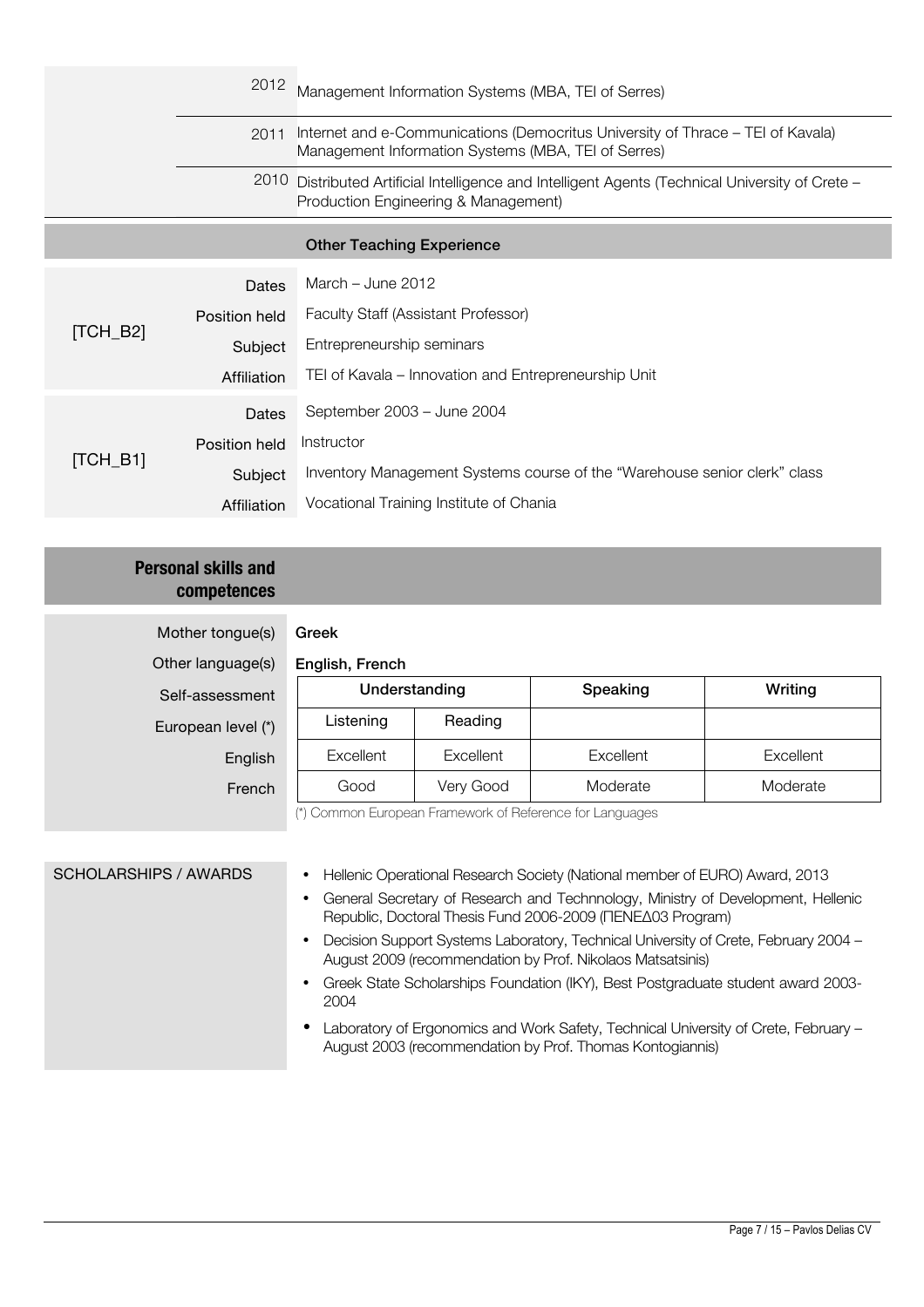| | |
|---|---|
| 2012 | Management Information Systems (MBA, TEI of Serres) |
| 2011 | Internet and e-Communications (Democritus University of Thrace – TEI of Kavala)<br>Management Information Systems (MBA, TEI of Serres) |
| 2010 | Distributed Artificial Intelligence and Intelligent Agents (Technical University of Crete – Production Engineering & Management) |

## Other Teaching Experience

| | | |
|---|---|---|
| [TCH_B2] | Dates | March – June 2012 |
| | Position held | Faculty Staff (Assistant Professor) |
| | Subject | Entrepreneurship seminars |
| | Affiliation | TEI of Kavala – Innovation and Entrepreneurship Unit |
| [TCH_B1] | Dates | September 2003 – June 2004 |
| | Position held | Instructor |
| | Subject | Inventory Management Systems course of the “Warehouse senior clerk” class |
| | Affiliation | Vocational Training Institute of Chania |

## Personal skills and competences

Mother tongue(s): **Greek**

Other language(s): **English, French**

| Self-assessment | Understanding | | Speaking | Writing |
|---|---|---|---|---|
| European level (*) | Listening | Reading | | |
| English | Excellent | Excellent | Excellent | Excellent |
| French | Good | Very Good | Moderate | Moderate |

(*) Common European Framework of Reference for Languages

## SCHOLARSHIPS / AWARDS

- Hellenic Operational Research Society (National member of EURO) Award, 2013
- General Secretary of Research and Technnology, Ministry of Development, Hellenic Republic, Doctoral Thesis Fund 2006-2009 (ΠΕΝΕΔ03 Program)
- Decision Support Systems Laboratory, Technical University of Crete, February 2004 – August 2009 (recommendation by Prof. Nikolaos Matsatsinis)
- Greek State Scholarships Foundation (IKY), Best Postgraduate student award 2003-2004
- Laboratory of Ergonomics and Work Safety, Technical University of Crete, February – August 2003 (recommendation by Prof. Thomas Kontogiannis)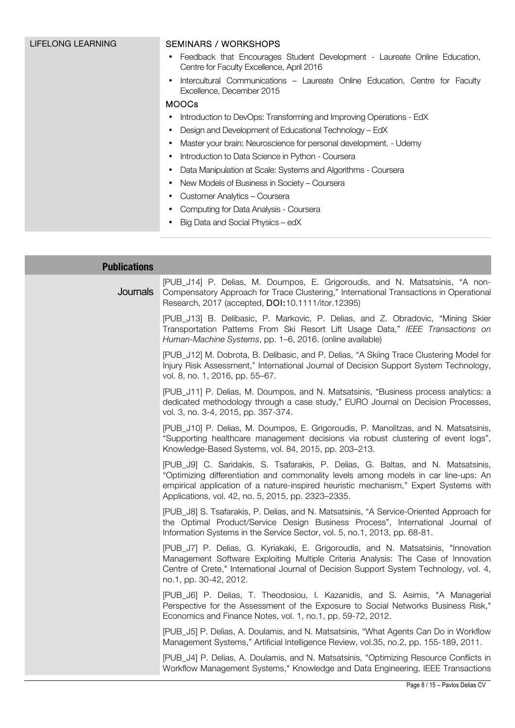## LIFELONG LEARNING

### SEMINARS / WORKSHOPS

- Feedback that Encourages Student Development - Laureate Online Education, Centre for Faculty Excellence, April 2016
- Intercultural Communications – Laureate Online Education, Centre for Faculty Excellence, December 2015

### MOOCs

- Introduction to DevOps: Transforming and Improving Operations - EdX
- Design and Development of Educational Technology – EdX
- Master your brain: Neuroscience for personal development. - Udemy
- Introduction to Data Science in Python - Coursera
- Data Manipulation at Scale: Systems and Algorithms - Coursera
- New Models of Business in Society – Coursera
- Customer Analytics – Coursera
- Computing for Data Analysis - Coursera
- Big Data and Social Physics – edX

## Publications

### Journals

[PUB_J14] P. Delias, M. Doumpos, E. Grigoroudis, and N. Matsatsinis, "A non-Compensatory Approach for Trace Clustering," International Transactions in Operational Research, 2017 (accepted, **DOI:**10.1111/itor.12395)

[PUB_J13] B. Delibasic, P. Markovic, P. Delias, and Z. Obradovic, "Mining Skier Transportation Patterns From Ski Resort Lift Usage Data," *IEEE Transactions on Human-Machine Systems*, pp. 1–6, 2016. (online available)

[PUB_J12] M. Dobrota, B. Delibasic, and P. Delias, "A Skiing Trace Clustering Model for Injury Risk Assessment," International Journal of Decision Support System Technology, vol. 8, no. 1, 2016, pp. 55–67.

[PUB_J11] P. Delias, M. Doumpos, and N. Matsatsinis, "Business process analytics: a dedicated methodology through a case study," EURO Journal on Decision Processes, vol. 3, no. 3-4, 2015, pp. 357-374.

[PUB_J10] P. Delias, M. Doumpos, E. Grigoroudis, P. Manolitzas, and N. Matsatsinis, "Supporting healthcare management decisions via robust clustering of event logs", Knowledge-Based Systems, vol. 84, 2015, pp. 203–213.

[PUB_J9] C. Saridakis, S. Tsafarakis, P. Delias, G. Baltas, and N. Matsatsinis, "Optimizing differentiation and commonality levels among models in car line-ups: An empirical application of a nature-inspired heuristic mechanism," Expert Systems with Applications, vol. 42, no. 5, 2015, pp. 2323–2335.

[PUB_J8] S. Tsafarakis, P. Delias, and N. Matsatsinis, "A Service-Oriented Approach for the Optimal Product/Service Design Business Process", International Journal of Information Systems in the Service Sector, vol. 5, no.1, 2013, pp. 68-81.

[PUB_J7] P. Delias, G. Kyriakaki, E. Grigoroudis, and N. Matsatsinis, "Innovation Management Software Exploiting Multiple Criteria Analysis: The Case of Innovation Centre of Crete," International Journal of Decision Support System Technology, vol. 4, no.1, pp. 30-42, 2012.

[PUB_J6] P. Delias, T. Theodosiou, I. Kazanidis, and S. Asimis, "A Managerial Perspective for the Assessment of the Exposure to Social Networks Business Risk," Economics and Finance Notes, vol. 1, no.1, pp. 59-72, 2012.

[PUB_J5] P. Delias, A. Doulamis, and N. Matsatsinis, "What Agents Can Do in Workflow Management Systems," Artificial Intelligence Review, vol.35, no.2, pp. 155-189, 2011.

[PUB_J4] P. Delias, A. Doulamis, and N. Matsatsinis, "Optimizing Resource Conflicts in Workflow Management Systems," Knowledge and Data Engineering, IEEE Transactions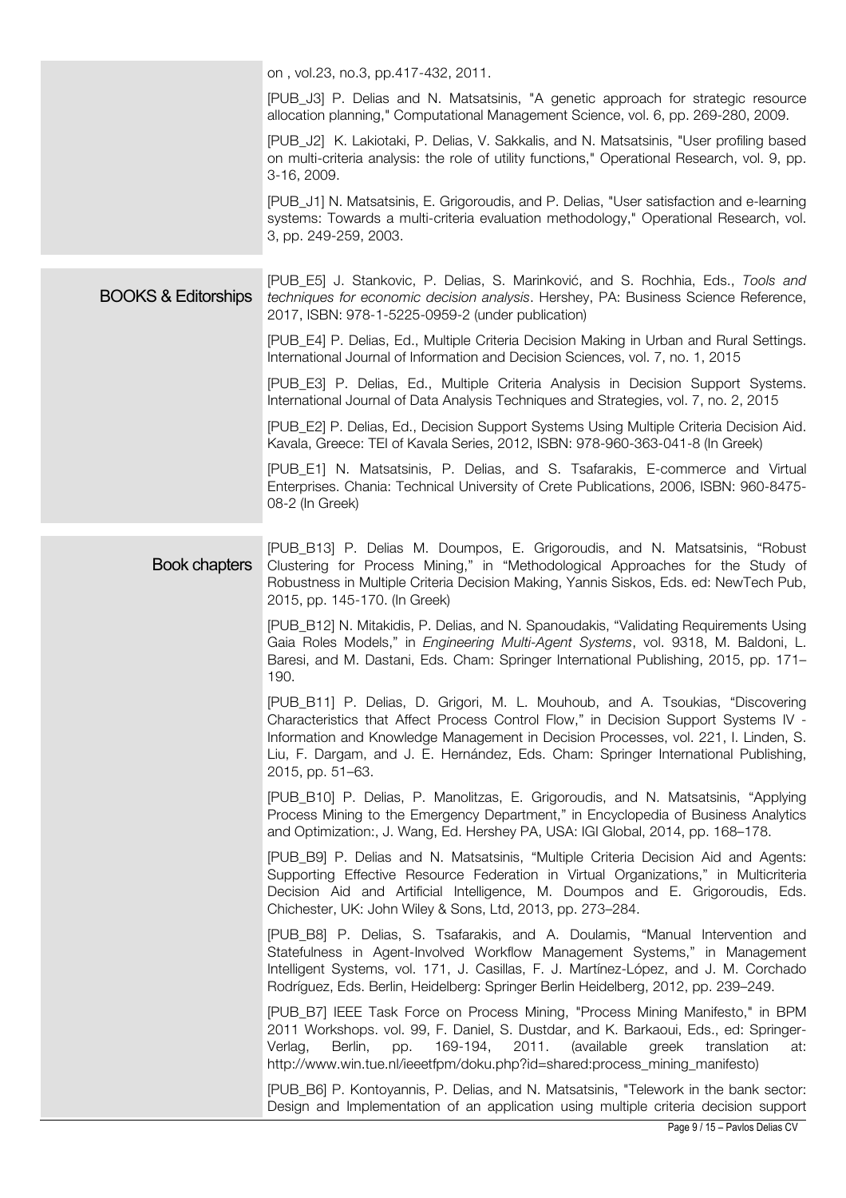on , vol.23, no.3, pp.417-432, 2011.

[PUB_J3] P. Delias and N. Matsatsinis, "A genetic approach for strategic resource allocation planning," Computational Management Science, vol. 6, pp. 269-280, 2009.

[PUB_J2] K. Lakiotaki, P. Delias, V. Sakkalis, and N. Matsatsinis, "User profiling based on multi-criteria analysis: the role of utility functions," Operational Research, vol. 9, pp. 3-16, 2009.

[PUB_J1] N. Matsatsinis, E. Grigoroudis, and P. Delias, "User satisfaction and e-learning systems: Towards a multi-criteria evaluation methodology," Operational Research, vol. 3, pp. 249-259, 2003.

## BOOKS & Editorships

[PUB_E5] J. Stankovic, P. Delias, S. Marinković, and S. Rochhia, Eds., *Tools and techniques for economic decision analysis*. Hershey, PA: Business Science Reference, 2017, ISBN: 978-1-5225-0959-2 (under publication)

[PUB_E4] P. Delias, Ed., Multiple Criteria Decision Making in Urban and Rural Settings. International Journal of Information and Decision Sciences, vol. 7, no. 1, 2015

[PUB_E3] P. Delias, Ed., Multiple Criteria Analysis in Decision Support Systems. International Journal of Data Analysis Techniques and Strategies, vol. 7, no. 2, 2015

[PUB_E2] P. Delias, Ed., Decision Support Systems Using Multiple Criteria Decision Aid. Kavala, Greece: TEI of Kavala Series, 2012, ISBN: 978-960-363-041-8 (In Greek)

[PUB_E1] N. Matsatsinis, P. Delias, and S. Tsafarakis, E-commerce and Virtual Enterprises. Chania: Technical University of Crete Publications, 2006, ISBN: 960-8475-08-2 (In Greek)

## Book chapters

[PUB_B13] P. Delias M. Doumpos, E. Grigoroudis, and N. Matsatsinis, "Robust Clustering for Process Mining," in "Methodological Approaches for the Study of Robustness in Multiple Criteria Decision Making, Yannis Siskos, Eds. ed: NewTech Pub, 2015, pp. 145-170. (In Greek)

[PUB_B12] N. Mitakidis, P. Delias, and N. Spanoudakis, "Validating Requirements Using Gaia Roles Models," in *Engineering Multi-Agent Systems*, vol. 9318, M. Baldoni, L. Baresi, and M. Dastani, Eds. Cham: Springer International Publishing, 2015, pp. 171–190.

[PUB_B11] P. Delias, D. Grigori, M. L. Mouhoub, and A. Tsoukias, "Discovering Characteristics that Affect Process Control Flow," in Decision Support Systems IV - Information and Knowledge Management in Decision Processes, vol. 221, I. Linden, S. Liu, F. Dargam, and J. E. Hernández, Eds. Cham: Springer International Publishing, 2015, pp. 51–63.

[PUB_B10] P. Delias, P. Manolitzas, E. Grigoroudis, and N. Matsatsinis, "Applying Process Mining to the Emergency Department," in Encyclopedia of Business Analytics and Optimization:, J. Wang, Ed. Hershey PA, USA: IGI Global, 2014, pp. 168–178.

[PUB_B9] P. Delias and N. Matsatsinis, "Multiple Criteria Decision Aid and Agents: Supporting Effective Resource Federation in Virtual Organizations," in Multicriteria Decision Aid and Artificial Intelligence, M. Doumpos and E. Grigoroudis, Eds. Chichester, UK: John Wiley & Sons, Ltd, 2013, pp. 273–284.

[PUB_B8] P. Delias, S. Tsafarakis, and A. Doulamis, "Manual Intervention and Statefulness in Agent-Involved Workflow Management Systems," in Management Intelligent Systems, vol. 171, J. Casillas, F. J. Martínez-López, and J. M. Corchado Rodríguez, Eds. Berlin, Heidelberg: Springer Berlin Heidelberg, 2012, pp. 239–249.

[PUB_B7] IEEE Task Force on Process Mining, "Process Mining Manifesto," in BPM 2011 Workshops. vol. 99, F. Daniel, S. Dustdar, and K. Barkaoui, Eds., ed: Springer-Verlag, Berlin, pp. 169-194, 2011. (available greek translation at: http://www.win.tue.nl/ieeetfpm/doku.php?id=shared:process_mining_manifesto)

[PUB_B6] P. Kontoyannis, P. Delias, and N. Matsatsinis, "Telework in the bank sector: Design and Implementation of an application using multiple criteria decision support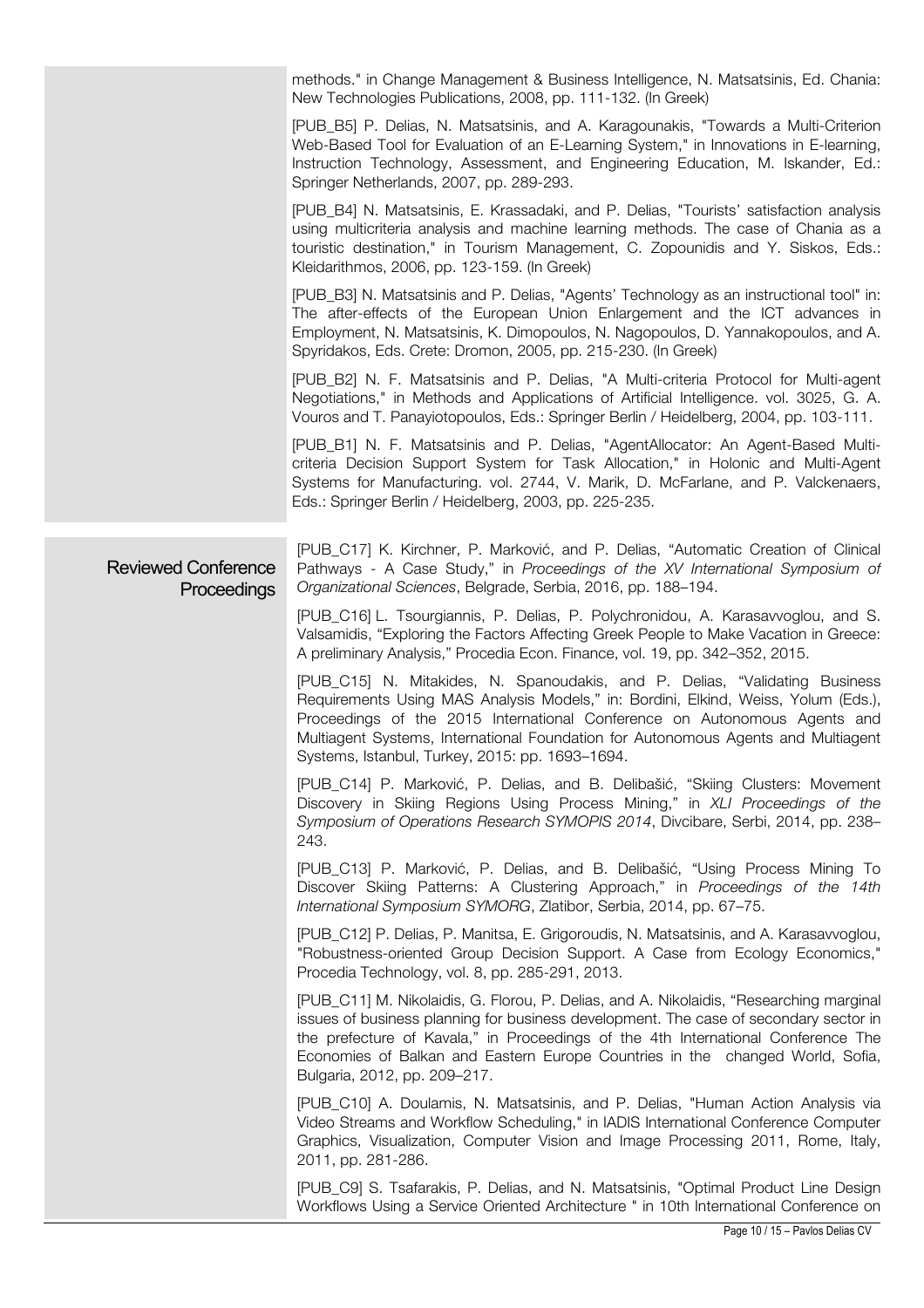methods." in Change Management & Business Intelligence, N. Matsatsinis, Ed. Chania: New Technologies Publications, 2008, pp. 111-132. (In Greek)

[PUB_B5] P. Delias, N. Matsatsinis, and A. Karagounakis, "Towards a Multi-Criterion Web-Based Tool for Evaluation of an E-Learning System," in Innovations in E-learning, Instruction Technology, Assessment, and Engineering Education, M. Iskander, Ed.: Springer Netherlands, 2007, pp. 289-293.

[PUB_B4] N. Matsatsinis, E. Krassadaki, and P. Delias, "Tourists' satisfaction analysis using multicriteria analysis and machine learning methods. The case of Chania as a touristic destination," in Tourism Management, C. Zopounidis and Y. Siskos, Eds.: Kleidarithmos, 2006, pp. 123-159. (In Greek)

[PUB_B3] N. Matsatsinis and P. Delias, "Agents' Technology as an instructional tool" in: The after-effects of the European Union Enlargement and the ICT advances in Employment, N. Matsatsinis, K. Dimopoulos, N. Nagopoulos, D. Yannakopoulos, and A. Spyridakos, Eds. Crete: Dromon, 2005, pp. 215-230. (In Greek)

[PUB_B2] N. F. Matsatsinis and P. Delias, "A Multi-criteria Protocol for Multi-agent Negotiations," in Methods and Applications of Artificial Intelligence. vol. 3025, G. A. Vouros and T. Panayiotopoulos, Eds.: Springer Berlin / Heidelberg, 2004, pp. 103-111.

[PUB_B1] N. F. Matsatsinis and P. Delias, "AgentAllocator: An Agent-Based Multi-criteria Decision Support System for Task Allocation," in Holonic and Multi-Agent Systems for Manufacturing. vol. 2744, V. Marik, D. McFarlane, and P. Valckenaers, Eds.: Springer Berlin / Heidelberg, 2003, pp. 225-235.

## Reviewed Conference Proceedings

[PUB_C17] K. Kirchner, P. Marković, and P. Delias, "Automatic Creation of Clinical Pathways - A Case Study," in *Proceedings of the XV International Symposium of Organizational Sciences*, Belgrade, Serbia, 2016, pp. 188–194.

[PUB_C16] L. Tsourgiannis, P. Delias, P. Polychronidou, A. Karasavvoglou, and S. Valsamidis, "Exploring the Factors Affecting Greek People to Make Vacation in Greece: A preliminary Analysis," Procedia Econ. Finance, vol. 19, pp. 342–352, 2015.

[PUB_C15] N. Mitakides, N. Spanoudakis, and P. Delias, "Validating Business Requirements Using MAS Analysis Models," in: Bordini, Elkind, Weiss, Yolum (Eds.), Proceedings of the 2015 International Conference on Autonomous Agents and Multiagent Systems, International Foundation for Autonomous Agents and Multiagent Systems, Istanbul, Turkey, 2015: pp. 1693–1694.

[PUB_C14] P. Marković, P. Delias, and B. Delibašić, "Skiing Clusters: Movement Discovery in Skiing Regions Using Process Mining," in *XLI Proceedings of the Symposium of Operations Research SYMOPIS 2014*, Divcibare, Serbi, 2014, pp. 238–243.

[PUB_C13] P. Marković, P. Delias, and B. Delibašić, "Using Process Mining To Discover Skiing Patterns: A Clustering Approach," in *Proceedings of the 14th International Symposium SYMORG*, Zlatibor, Serbia, 2014, pp. 67–75.

[PUB_C12] P. Delias, P. Manitsa, E. Grigoroudis, N. Matsatsinis, and A. Karasavvoglou, "Robustness-oriented Group Decision Support. A Case from Ecology Economics," Procedia Technology, vol. 8, pp. 285-291, 2013.

[PUB_C11] M. Nikolaidis, G. Florou, P. Delias, and A. Nikolaidis, "Researching marginal issues of business planning for business development. The case of secondary sector in the prefecture of Kavala," in Proceedings of the 4th International Conference The Economies of Balkan and Eastern Europe Countries in the changed World, Sofia, Bulgaria, 2012, pp. 209–217.

[PUB_C10] A. Doulamis, N. Matsatsinis, and P. Delias, "Human Action Analysis via Video Streams and Workflow Scheduling," in IADIS International Conference Computer Graphics, Visualization, Computer Vision and Image Processing 2011, Rome, Italy, 2011, pp. 281-286.

[PUB_C9] S. Tsafarakis, P. Delias, and N. Matsatsinis, "Optimal Product Line Design Workflows Using a Service Oriented Architecture " in 10th International Conference on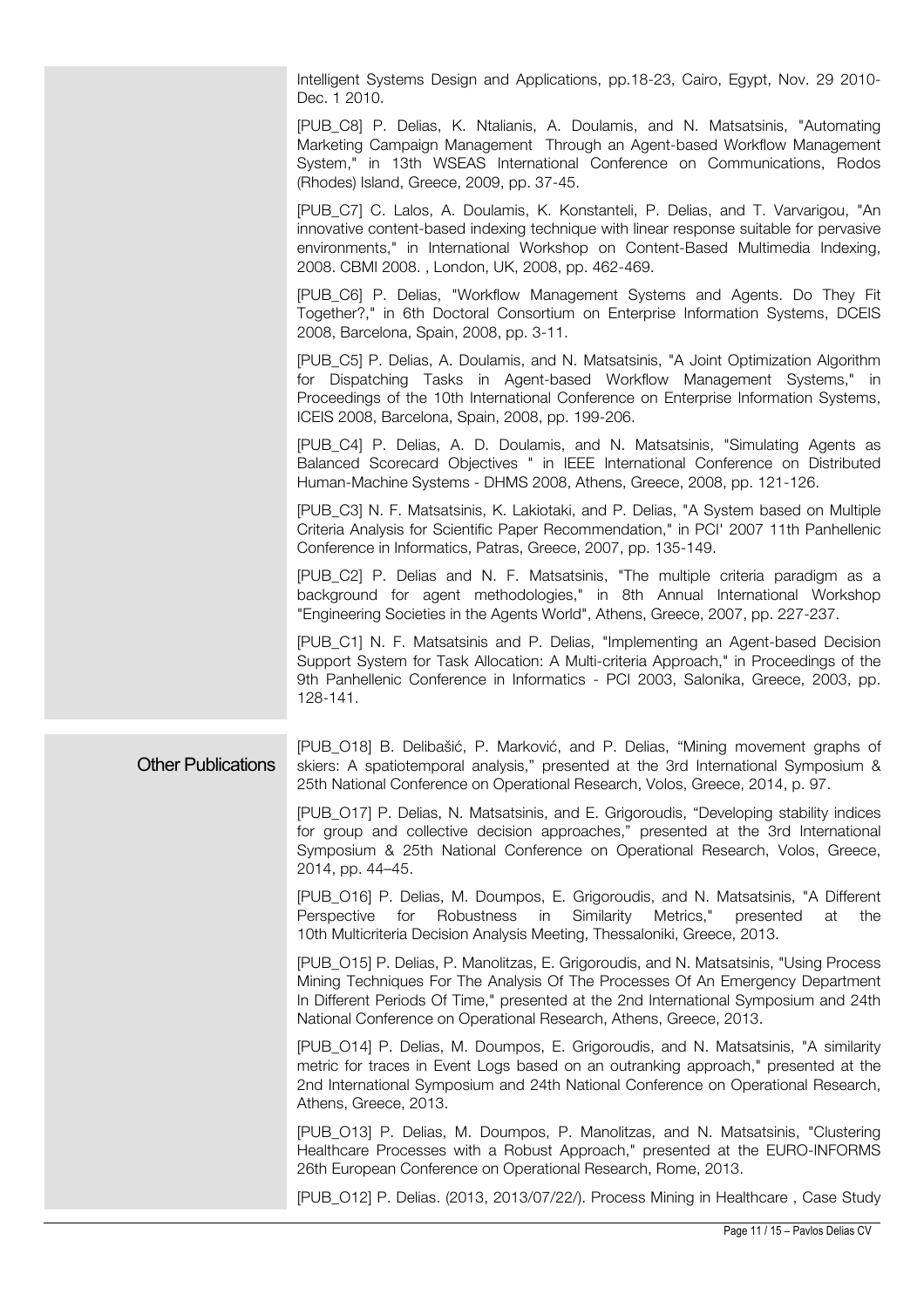Intelligent Systems Design and Applications, pp.18-23, Cairo, Egypt, Nov. 29 2010-Dec. 1 2010.

[PUB_C8] P. Delias, K. Ntalianis, A. Doulamis, and N. Matsatsinis, "Automating Marketing Campaign Management Through an Agent-based Workflow Management System," in 13th WSEAS International Conference on Communications, Rodos (Rhodes) Island, Greece, 2009, pp. 37-45.

[PUB_C7] C. Lalos, A. Doulamis, K. Konstanteli, P. Delias, and T. Varvarigou, "An innovative content-based indexing technique with linear response suitable for pervasive environments," in International Workshop on Content-Based Multimedia Indexing, 2008. CBMI 2008. , London, UK, 2008, pp. 462-469.

[PUB_C6] P. Delias, "Workflow Management Systems and Agents. Do They Fit Together?," in 6th Doctoral Consortium on Enterprise Information Systems, DCEIS 2008, Barcelona, Spain, 2008, pp. 3-11.

[PUB_C5] P. Delias, A. Doulamis, and N. Matsatsinis, "A Joint Optimization Algorithm for Dispatching Tasks in Agent-based Workflow Management Systems," in Proceedings of the 10th International Conference on Enterprise Information Systems, ICEIS 2008, Barcelona, Spain, 2008, pp. 199-206.

[PUB_C4] P. Delias, A. D. Doulamis, and N. Matsatsinis, "Simulating Agents as Balanced Scorecard Objectives " in IEEE International Conference on Distributed Human-Machine Systems - DHMS 2008, Athens, Greece, 2008, pp. 121-126.

[PUB_C3] N. F. Matsatsinis, K. Lakiotaki, and P. Delias, "A System based on Multiple Criteria Analysis for Scientific Paper Recommendation," in PCI' 2007 11th Panhellenic Conference in Informatics, Patras, Greece, 2007, pp. 135-149.

[PUB_C2] P. Delias and N. F. Matsatsinis, "The multiple criteria paradigm as a background for agent methodologies," in 8th Annual International Workshop "Engineering Societies in the Agents World", Athens, Greece, 2007, pp. 227-237.

[PUB_C1] N. F. Matsatsinis and P. Delias, "Implementing an Agent-based Decision Support System for Task Allocation: A Multi-criteria Approach," in Proceedings of the 9th Panhellenic Conference in Informatics - PCI 2003, Salonika, Greece, 2003, pp. 128-141.

## Other Publications

[PUB_O18] B. Delibašić, P. Marković, and P. Delias, “Mining movement graphs of skiers: A spatiotemporal analysis,” presented at the 3rd International Symposium & 25th National Conference on Operational Research, Volos, Greece, 2014, p. 97.

[PUB_O17] P. Delias, N. Matsatsinis, and E. Grigoroudis, “Developing stability indices for group and collective decision approaches,” presented at the 3rd International Symposium & 25th National Conference on Operational Research, Volos, Greece, 2014, pp. 44–45.

[PUB_O16] P. Delias, M. Doumpos, E. Grigoroudis, and N. Matsatsinis, "A Different Perspective for Robustness in Similarity Metrics," presented at the 10th Multicriteria Decision Analysis Meeting, Thessaloniki, Greece, 2013.

[PUB_O15] P. Delias, P. Manolitzas, E. Grigoroudis, and N. Matsatsinis, "Using Process Mining Techniques For The Analysis Of The Processes Of An Emergency Department In Different Periods Of Time," presented at the 2nd International Symposium and 24th National Conference on Operational Research, Athens, Greece, 2013.

[PUB_O14] P. Delias, M. Doumpos, E. Grigoroudis, and N. Matsatsinis, "A similarity metric for traces in Event Logs based on an outranking approach," presented at the 2nd International Symposium and 24th National Conference on Operational Research, Athens, Greece, 2013.

[PUB_O13] P. Delias, M. Doumpos, P. Manolitzas, and N. Matsatsinis, "Clustering Healthcare Processes with a Robust Approach," presented at the EURO-INFORMS 26th European Conference on Operational Research, Rome, 2013.

[PUB_O12] P. Delias. (2013, 2013/07/22/). Process Mining in Healthcare , Case Study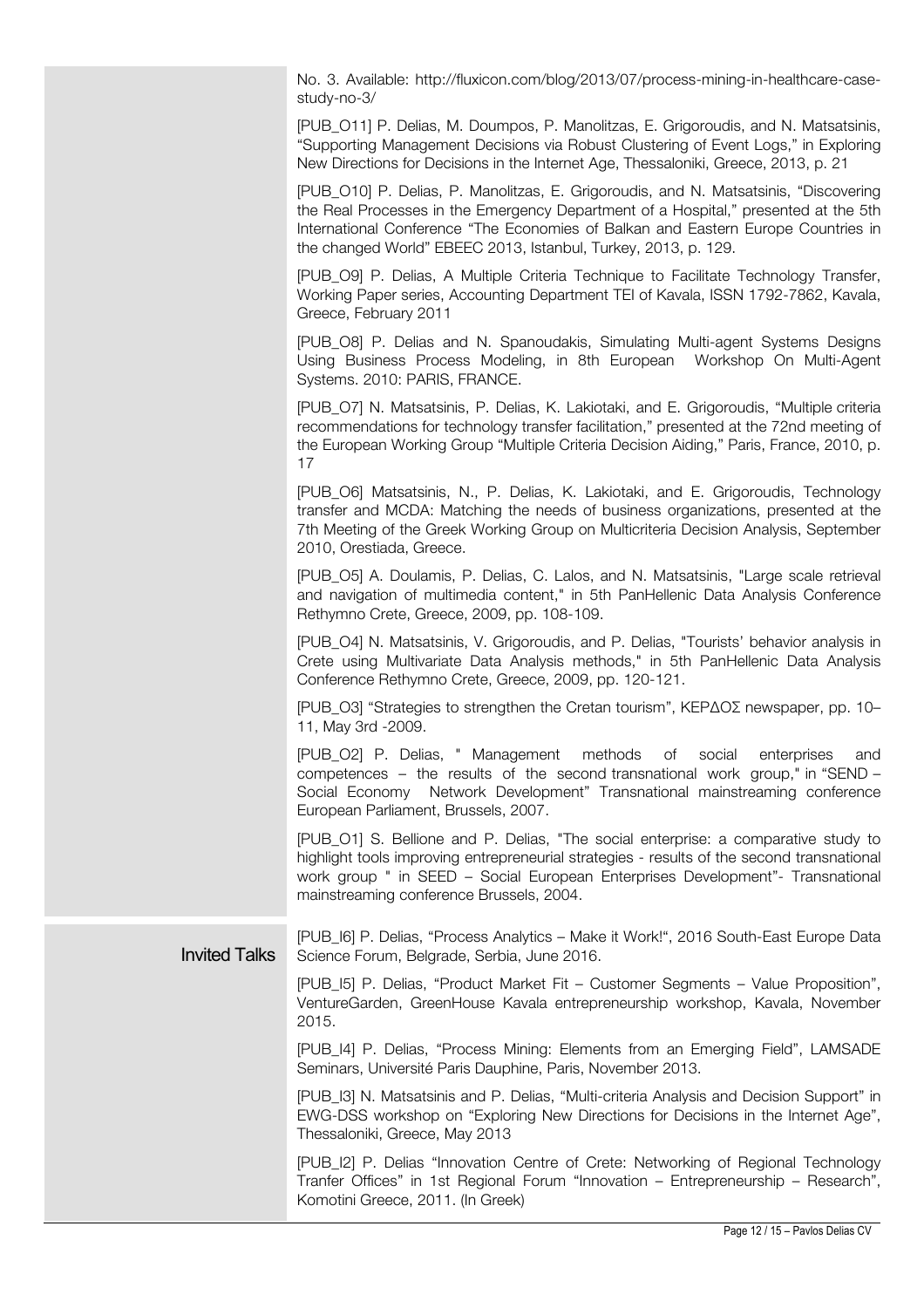No. 3. Available: http://fluxicon.com/blog/2013/07/process-mining-in-healthcare-case-study-no-3/

[PUB_O11] P. Delias, M. Doumpos, P. Manolitzas, E. Grigoroudis, and N. Matsatsinis, “Supporting Management Decisions via Robust Clustering of Event Logs,” in Exploring New Directions for Decisions in the Internet Age, Thessaloniki, Greece, 2013, p. 21

[PUB_O10] P. Delias, P. Manolitzas, E. Grigoroudis, and N. Matsatsinis, “Discovering the Real Processes in the Emergency Department of a Hospital,” presented at the 5th International Conference “The Economies of Balkan and Eastern Europe Countries in the changed World” EBEEC 2013, Istanbul, Turkey, 2013, p. 129.

[PUB_O9] P. Delias, A Multiple Criteria Technique to Facilitate Technology Transfer, Working Paper series, Accounting Department TEI of Kavala, ISSN 1792-7862, Kavala, Greece, February 2011

[PUB_O8] P. Delias and N. Spanoudakis, Simulating Multi-agent Systems Designs Using Business Process Modeling, in 8th European Workshop On Multi-Agent Systems. 2010: PARIS, FRANCE.

[PUB_O7] N. Matsatsinis, P. Delias, K. Lakiotaki, and E. Grigoroudis, “Multiple criteria recommendations for technology transfer facilitation,” presented at the 72nd meeting of the European Working Group “Multiple Criteria Decision Aiding,” Paris, France, 2010, p. 17

[PUB_O6] Matsatsinis, N., P. Delias, K. Lakiotaki, and E. Grigoroudis, Technology transfer and MCDA: Matching the needs of business organizations, presented at the 7th Meeting of the Greek Working Group on Multicriteria Decision Analysis, September 2010, Orestiada, Greece.

[PUB_O5] A. Doulamis, P. Delias, C. Lalos, and N. Matsatsinis, "Large scale retrieval and navigation of multimedia content," in 5th PanHellenic Data Analysis Conference Rethymno Crete, Greece, 2009, pp. 108-109.

[PUB_O4] N. Matsatsinis, V. Grigoroudis, and P. Delias, "Tourists' behavior analysis in Crete using Multivariate Data Analysis methods," in 5th PanHellenic Data Analysis Conference Rethymno Crete, Greece, 2009, pp. 120-121.

[PUB_O3] “Strategies to strengthen the Cretan tourism”, ΚΕΡΔΟΣ newspaper, pp. 10–11, May 3rd -2009.

[PUB_O2] P. Delias, " Management methods of social enterprises and competences – the results of the second transnational work group," in “SEND – Social Economy Network Development” Transnational mainstreaming conference European Parliament, Brussels, 2007.

[PUB_O1] S. Bellione and P. Delias, "The social enterprise: a comparative study to highlight tools improving entrepreneurial strategies - results of the second transnational work group " in SEED – Social European Enterprises Development”- Transnational mainstreaming conference Brussels, 2004.

## Invited Talks

[PUB_I6] P. Delias, “Process Analytics – Make it Work!“, 2016 South-East Europe Data Science Forum, Belgrade, Serbia, June 2016.

[PUB_I5] P. Delias, “Product Market Fit – Customer Segments – Value Proposition”, VentureGarden, GreenHouse Kavala entrepreneurship workshop, Kavala, November 2015.

[PUB_I4] P. Delias, “Process Mining: Elements from an Emerging Field”, LAMSADE Seminars, Université Paris Dauphine, Paris, November 2013.

[PUB_I3] N. Matsatsinis and P. Delias, “Multi-criteria Analysis and Decision Support” in EWG-DSS workshop on “Exploring New Directions for Decisions in the Internet Age”, Thessaloniki, Greece, May 2013

[PUB_I2] P. Delias “Innovation Centre of Crete: Networking of Regional Technology Tranfer Offices” in 1st Regional Forum “Innovation – Entrepreneurship – Research”, Komotini Greece, 2011. (In Greek)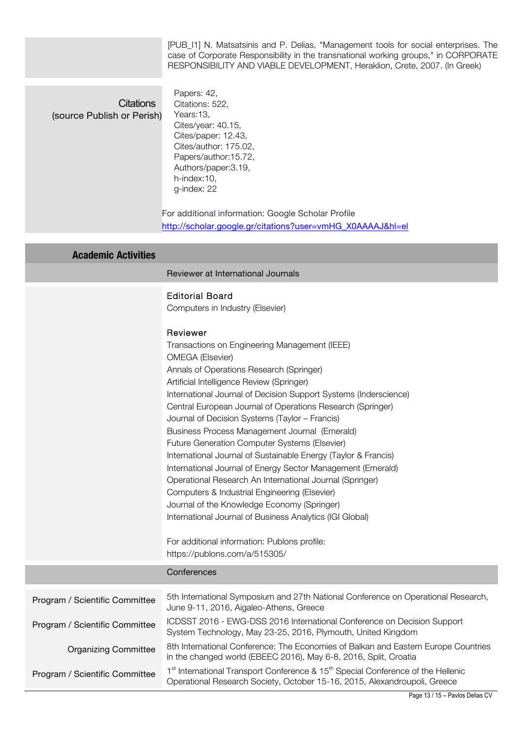[PUB_I1] N. Matsatsinis and P. Delias, "Management tools for social enterprises. The case of Corporate Responsibility in the transnational working groups," in CORPORATE RESPONSIBILITY AND VIABLE DEVELOPMENT, Heraklion, Crete, 2007. (In Greek)

**Citations (source Publish or Perish)**

Papers: 42,
Citations: 522,
Years:13,
Cites/year: 40.15,
Cites/paper: 12.43,
Cites/author: 175.02,
Papers/author:15.72,
Authors/paper:3.19,
h-index:10,
g-index: 22

For additional information: Google Scholar Profile
http://scholar.google.gr/citations?user=vmHG_X0AAAAJ&hl=el

## Academic Activities

### Reviewer at International Journals

**Editorial Board**
Computers in Industry (Elsevier)

**Reviewer**
Transactions on Engineering Management (IEEE)
OMEGA (Elsevier)
Annals of Operations Research (Springer)
Artificial Intelligence Review (Springer)
International Journal of Decision Support Systems (Inderscience)
Central European Journal of Operations Research (Springer)
Journal of Decision Systems (Taylor – Francis)
Business Process Management Journal (Emerald)
Future Generation Computer Systems (Elsevier)
International Journal of Sustainable Energy (Taylor & Francis)
International Journal of Energy Sector Management (Emerald)
Operational Research An International Journal (Springer)
Computers & Industrial Engineering (Elsevier)
Journal of the Knowledge Economy (Springer)
International Journal of Business Analytics (IGI Global)

For additional information: Publons profile:
https://publons.com/a/515305/

### Conferences

| Role | Conference |
|---|---|
| Program / Scientific Committee | 5th International Symposium and 27th National Conference on Operational Research, June 9-11, 2016, Aigaleo-Athens, Greece |
| Program / Scientific Committee | ICDSST 2016 - EWG-DSS 2016 International Conference on Decision Support System Technology, May 23-25, 2016, Plymouth, United Kingdom |
| Organizing Committee | 8th International Conference: The Economies of Balkan and Eastern Europe Countries in the changed world (EBEEC 2016), May 6-8, 2016, Split, Croatia |
| Program / Scientific Committee | 1st International Transport Conference & 15th Special Conference of the Hellenic Operational Research Society, October 15-16, 2015, Alexandroupoli, Greece |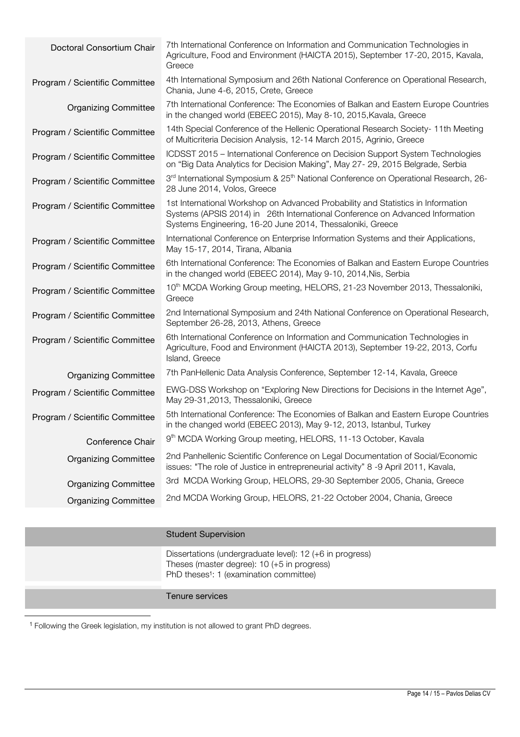| | |
|---|---|
| Doctoral Consortium Chair | 7th International Conference on Information and Communication Technologies in Agriculture, Food and Environment (HAICTA 2015), September 17-20, 2015, Kavala, Greece |
| Program / Scientific Committee | 4th International Symposium and 26th National Conference on Operational Research, Chania, June 4-6, 2015, Crete, Greece |
| Organizing Committee | 7th International Conference: The Economies of Balkan and Eastern Europe Countries in the changed world (EBEEC 2015), May 8-10, 2015,Kavala, Greece |
| Program / Scientific Committee | 14th Special Conference of the Hellenic Operational Research Society- 11th Meeting of Multicriteria Decision Analysis, 12-14 March 2015, Agrinio, Greece |
| Program / Scientific Committee | ICDSST 2015 – International Conference on Decision Support System Technologies on "Big Data Analytics for Decision Making", May 27- 29, 2015 Belgrade, Serbia |
| Program / Scientific Committee | 3rd International Symposium & 25th National Conference on Operational Research, 26-28 June 2014, Volos, Greece |
| Program / Scientific Committee | 1st International Workshop on Advanced Probability and Statistics in Information Systems (APSIS 2014) in 26th International Conference on Advanced Information Systems Engineering, 16-20 June 2014, Thessaloniki, Greece |
| Program / Scientific Committee | International Conference on Enterprise Information Systems and their Applications, May 15-17, 2014, Tirana, Albania |
| Program / Scientific Committee | 6th International Conference: The Economies of Balkan and Eastern Europe Countries in the changed world (EBEEC 2014), May 9-10, 2014,Nis, Serbia |
| Program / Scientific Committee | 10th MCDA Working Group meeting, HELORS, 21-23 November 2013, Thessaloniki, Greece |
| Program / Scientific Committee | 2nd International Symposium and 24th National Conference on Operational Research, September 26-28, 2013, Athens, Greece |
| Program / Scientific Committee | 6th International Conference on Information and Communication Technologies in Agriculture, Food and Environment (HAICTA 2013), September 19-22, 2013, Corfu Island, Greece |
| Organizing Committee | 7th PanHellenic Data Analysis Conference, September 12-14, Kavala, Greece |
| Program / Scientific Committee | EWG-DSS Workshop on "Exploring New Directions for Decisions in the Internet Age", May 29-31,2013, Thessaloniki, Greece |
| Program / Scientific Committee | 5th International Conference: The Economies of Balkan and Eastern Europe Countries in the changed world (EBEEC 2013), May 9-12, 2013, Istanbul, Turkey |
| Conference Chair | 9th MCDA Working Group meeting, HELORS, 11-13 October, Kavala |
| Organizing Committee | 2nd Panhellenic Scientific Conference on Legal Documentation of Social/Economic issues: "The role of Justice in entrepreneurial activity" 8 -9 April 2011, Kavala, |
| Organizing Committee | 3rd MCDA Working Group, HELORS, 29-30 September 2005, Chania, Greece |
| Organizing Committee | 2nd MCDA Working Group, HELORS, 21-22 October 2004, Chania, Greece |

## Student Supervision

Dissertations (undergraduate level): 12 (+6 in progress)
Theses (master degree): 10 (+5 in progress)
PhD theses[1]: 1 (examination committee)

## Tenure services

[1] Following the Greek legislation, my institution is not allowed to grant PhD degrees.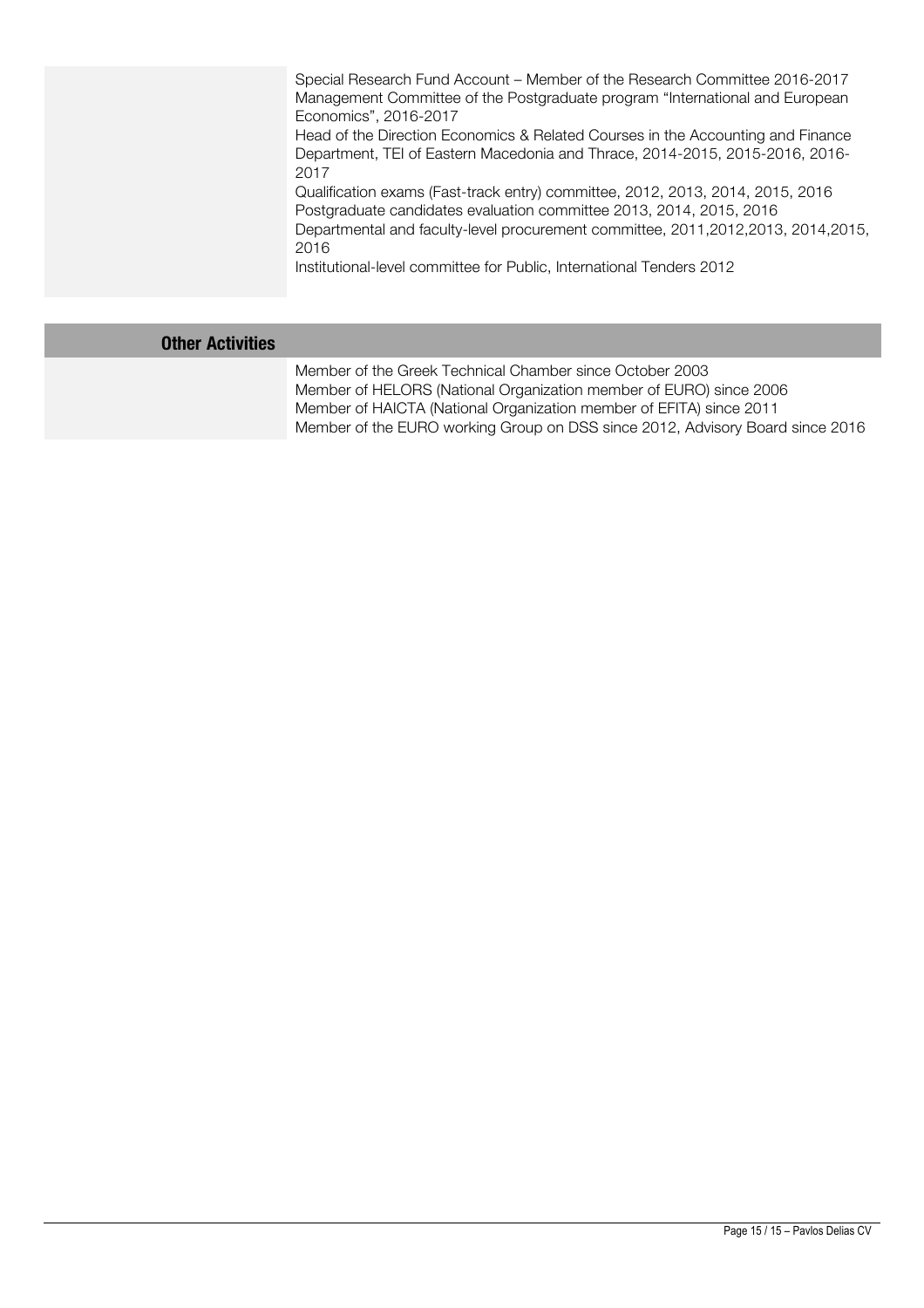Special Research Fund Account – Member of the Research Committee 2016-2017
Management Committee of the Postgraduate program "International and European Economics", 2016-2017
Head of the Direction Economics & Related Courses in the Accounting and Finance Department, TEI of Eastern Macedonia and Thrace, 2014-2015, 2015-2016, 2016-2017
Qualification exams (Fast-track entry) committee, 2012, 2013, 2014, 2015, 2016
Postgraduate candidates evaluation committee 2013, 2014, 2015, 2016
Departmental and faculty-level procurement committee, 2011,2012,2013, 2014,2015, 2016
Institutional-level committee for Public, International Tenders 2012

## Other Activities

Member of the Greek Technical Chamber since October 2003
Member of HELORS (National Organization member of EURO) since 2006
Member of HAICTA (National Organization member of EFITA) since 2011
Member of the EURO working Group on DSS since 2012, Advisory Board since 2016